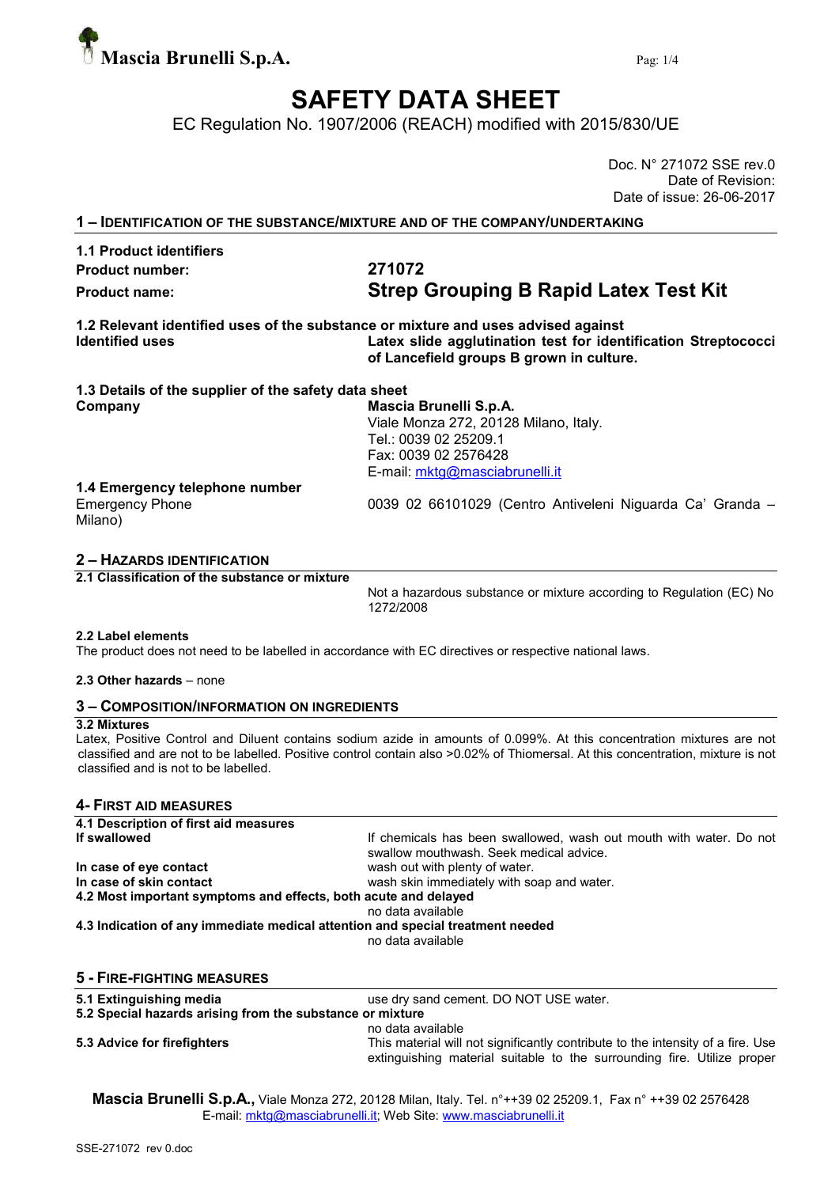# SAFETY DATA SHEET

EC Regulation No. 1907/2006 (REACH) modified with 2015/830/UE

Doc. N° 271072 SSE rev.0
Date of Revision:
Date of issue: 26-06-2017

## 1 – IDENTIFICATION OF THE SUBSTANCE/MIXTURE AND OF THE COMPANY/UNDERTAKING

### 1.1 Product identifiers

**Product number:** **271072**

**Product name:** **Strep Grouping B Rapid Latex Test Kit**

### 1.2 Relevant identified uses of the substance or mixture and uses advised against

**Identified uses** **Latex slide agglutination test for identification Streptococci of Lancefield groups B grown in culture.**

### 1.3 Details of the supplier of the safety data sheet

**Company** **Mascia Brunelli S.p.A.**
Viale Monza 272, 20128 Milano, Italy.
Tel.: 0039 02 25209.1
Fax: 0039 02 2576428
E-mail: mktg@masciabrunelli.it

### 1.4 Emergency telephone number

Emergency Phone 0039 02 66101029 (Centro Antiveleni Niguarda Ca' Granda – Milano)

## 2 – HAZARDS IDENTIFICATION

**2.1 Classification of the substance or mixture**

Not a hazardous substance or mixture according to Regulation (EC) No 1272/2008

**2.2 Label elements**

The product does not need to be labelled in accordance with EC directives or respective national laws.

**2.3 Other hazards** – none

## 3 – COMPOSITION/INFORMATION ON INGREDIENTS

**3.2 Mixtures**

Latex, Positive Control and Diluent contains sodium azide in amounts of 0.099%. At this concentration mixtures are not classified and are not to be labelled. Positive control contain also >0.02% of Thiomersal. At this concentration, mixture is not classified and is not to be labelled.

## 4- FIRST AID MEASURES

**4.1 Description of first aid measures**

**If swallowed** If chemicals has been swallowed, wash out mouth with water. Do not swallow mouthwash. Seek medical advice.

**In case of eye contact** wash out with plenty of water.

**In case of skin contact** wash skin immediately with soap and water.

**4.2 Most important symptoms and effects, both acute and delayed**

no data available

**4.3 Indication of any immediate medical attention and special treatment needed**

no data available

## 5 - FIRE-FIGHTING MEASURES

**5.1 Extinguishing media** use dry sand cement. DO NOT USE water.

**5.2 Special hazards arising from the substance or mixture**

no data available

**5.3 Advice for firefighters** This material will not significantly contribute to the intensity of a fire. Use extinguishing material suitable to the surrounding fire. Utilize proper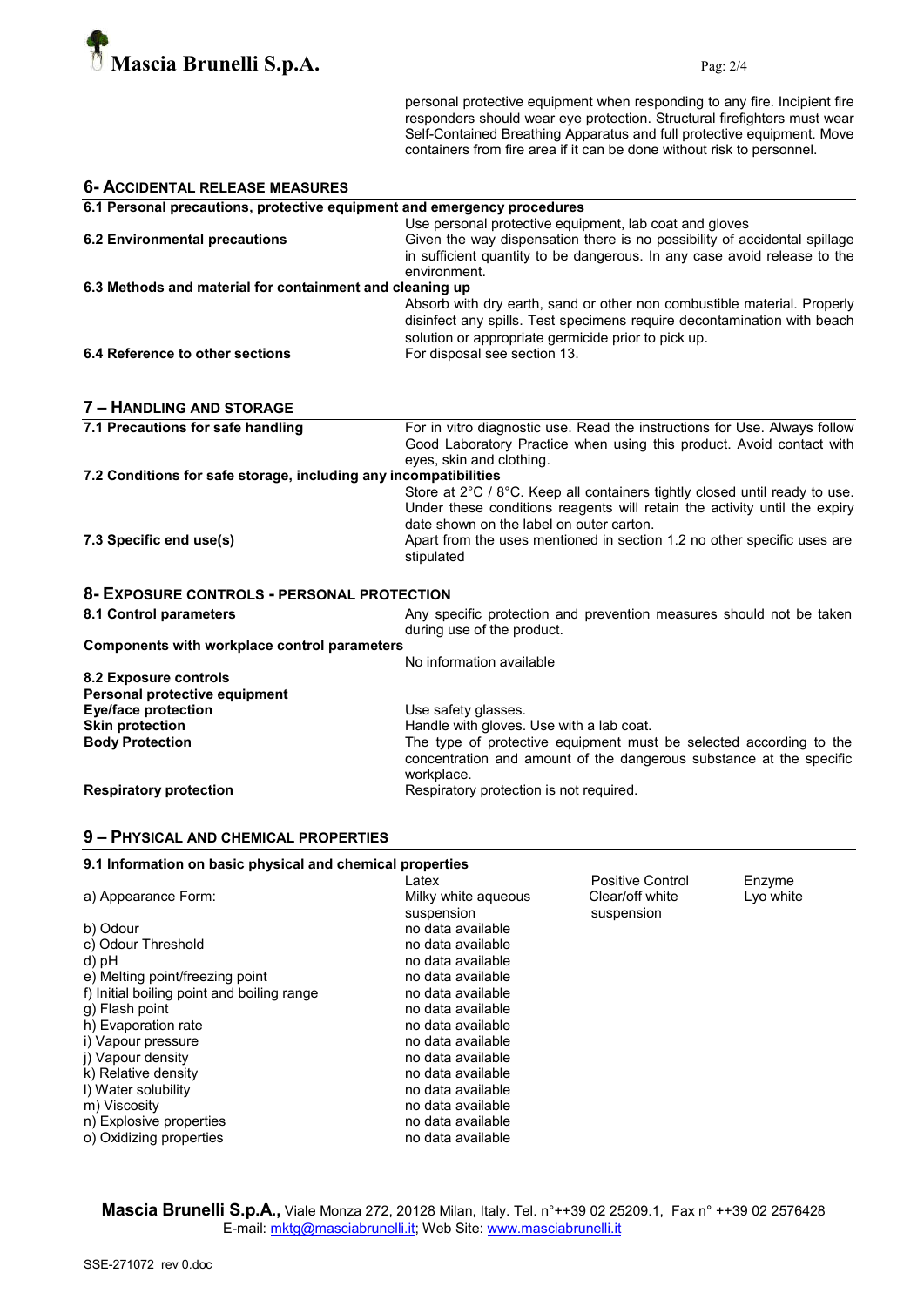personal protective equipment when responding to any fire. Incipient fire responders should wear eye protection. Structural firefighters must wear Self-Contained Breathing Apparatus and full protective equipment. Move containers from fire area if it can be done without risk to personnel.

## 6- ACCIDENTAL RELEASE MEASURES

**6.1 Personal precautions, protective equipment and emergency procedures**

Use personal protective equipment, lab coat and gloves

**6.2 Environmental precautions**

Given the way dispensation there is no possibility of accidental spillage in sufficient quantity to be dangerous. In any case avoid release to the environment.

**6.3 Methods and material for containment and cleaning up**

Absorb with dry earth, sand or other non combustible material. Properly disinfect any spills. Test specimens require decontamination with beach solution or appropriate germicide prior to pick up.

**6.4 Reference to other sections**

For disposal see section 13.

## 7 – HANDLING AND STORAGE

**7.1 Precautions for safe handling**

For in vitro diagnostic use. Read the instructions for Use. Always follow Good Laboratory Practice when using this product. Avoid contact with eyes, skin and clothing.

**7.2 Conditions for safe storage, including any incompatibilities**

Store at 2°C / 8°C. Keep all containers tightly closed until ready to use. Under these conditions reagents will retain the activity until the expiry date shown on the label on outer carton.

**7.3 Specific end use(s)**

Apart from the uses mentioned in section 1.2 no other specific uses are stipulated

## 8- EXPOSURE CONTROLS - PERSONAL PROTECTION

**8.1 Control parameters**

Any specific protection and prevention measures should not be taken during use of the product.

**Components with workplace control parameters**

No information available

**8.2 Exposure controls**

**Personal protective equipment**

**Eye/face protection** Use safety glasses.

**Skin protection** Handle with gloves. Use with a lab coat.

**Body Protection** The type of protective equipment must be selected according to the concentration and amount of the dangerous substance at the specific workplace.

**Respiratory protection** Respiratory protection is not required.

## 9 – PHYSICAL AND CHEMICAL PROPERTIES

**9.1 Information on basic physical and chemical properties**

| | Latex | Positive Control | Enzyme |
|---|---|---|---|
| a) Appearance Form: | Milky white aqueous suspension | Clear/off white suspension | Lyo white |
| b) Odour | no data available | | |
| c) Odour Threshold | no data available | | |
| d) pH | no data available | | |
| e) Melting point/freezing point | no data available | | |
| f) Initial boiling point and boiling range | no data available | | |
| g) Flash point | no data available | | |
| h) Evaporation rate | no data available | | |
| i) Vapour pressure | no data available | | |
| j) Vapour density | no data available | | |
| k) Relative density | no data available | | |
| l) Water solubility | no data available | | |
| m) Viscosity | no data available | | |
| n) Explosive properties | no data available | | |
| o) Oxidizing properties | no data available | | |

**Mascia Brunelli S.p.A.,** Viale Monza 272, 20128 Milan, Italy. Tel. n°++39 02 25209.1, Fax n° ++39 02 2576428
E-mail: mktg@masciabrunelli.it; Web Site: www.masciabrunelli.it

SSE-271072 rev 0.doc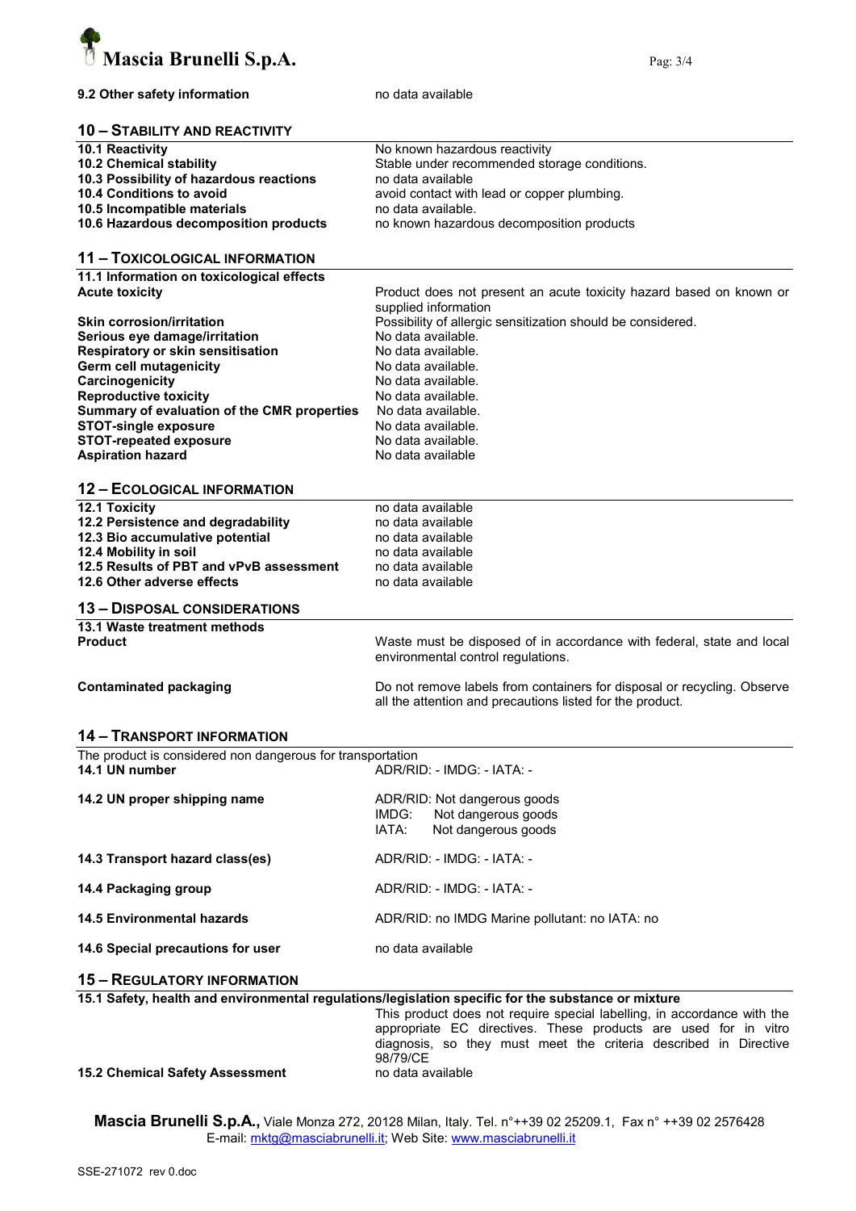| | |
|---|---|
| **9.2 Other safety information** | no data available |

## 10 – STABILITY AND REACTIVITY

| | |
|---|---|
| **10.1 Reactivity** | No known hazardous reactivity |
| **10.2 Chemical stability** | Stable under recommended storage conditions. |
| **10.3 Possibility of hazardous reactions** | no data available |
| **10.4 Conditions to avoid** | avoid contact with lead or copper plumbing. |
| **10.5 Incompatible materials** | no data available. |
| **10.6 Hazardous decomposition products** | no known hazardous decomposition products |

## 11 – TOXICOLOGICAL INFORMATION

| | |
|---|---|
| **11.1 Information on toxicological effects** | |
| **Acute toxicity** | Product does not present an acute toxicity hazard based on known or supplied information |
| **Skin corrosion/irritation** | Possibility of allergic sensitization should be considered. |
| **Serious eye damage/irritation** | No data available. |
| **Respiratory or skin sensitisation** | No data available. |
| **Germ cell mutagenicity** | No data available. |
| **Carcinogenicity** | No data available. |
| **Reproductive toxicity** | No data available. |
| **Summary of evaluation of the CMR properties** | No data available. |
| **STOT-single exposure** | No data available. |
| **STOT-repeated exposure** | No data available. |
| **Aspiration hazard** | No data available |

## 12 – ECOLOGICAL INFORMATION

| | |
|---|---|
| **12.1 Toxicity** | no data available |
| **12.2 Persistence and degradability** | no data available |
| **12.3 Bio accumulative potential** | no data available |
| **12.4 Mobility in soil** | no data available |
| **12.5 Results of PBT and vPvB assessment** | no data available |
| **12.6 Other adverse effects** | no data available |

## 13 – DISPOSAL CONSIDERATIONS

| | |
|---|---|
| **13.1 Waste treatment methods** | |
| **Product** | Waste must be disposed of in accordance with federal, state and local environmental control regulations. |
| **Contaminated packaging** | Do not remove labels from containers for disposal or recycling. Observe all the attention and precautions listed for the product. |

## 14 – TRANSPORT INFORMATION

The product is considered non dangerous for transportation

| | |
|---|---|
| **14.1 UN number** | ADR/RID: - IMDG: - IATA: - |
| **14.2 UN proper shipping name** | ADR/RID: Not dangerous goods<br>IMDG: Not dangerous goods<br>IATA: Not dangerous goods |
| **14.3 Transport hazard class(es)** | ADR/RID: - IMDG: - IATA: - |
| **14.4 Packaging group** | ADR/RID: - IMDG: - IATA: - |
| **14.5 Environmental hazards** | ADR/RID: no IMDG Marine pollutant: no IATA: no |
| **14.6 Special precautions for user** | no data available |

## 15 – REGULATORY INFORMATION

**15.1 Safety, health and environmental regulations/legislation specific for the substance or mixture**

This product does not require special labelling, in accordance with the appropriate EC directives. These products are used for in vitro diagnosis, so they must meet the criteria described in Directive 98/79/CE

| | |
|---|---|
| **15.2 Chemical Safety Assessment** | no data available |

**Mascia Brunelli S.p.A.,** Viale Monza 272, 20128 Milan, Italy. Tel. n°++39 02 25209.1, Fax n° ++39 02 2576428
E-mail: mktg@masciabrunelli.it; Web Site: www.masciabrunelli.it

SSE-271072 rev 0.doc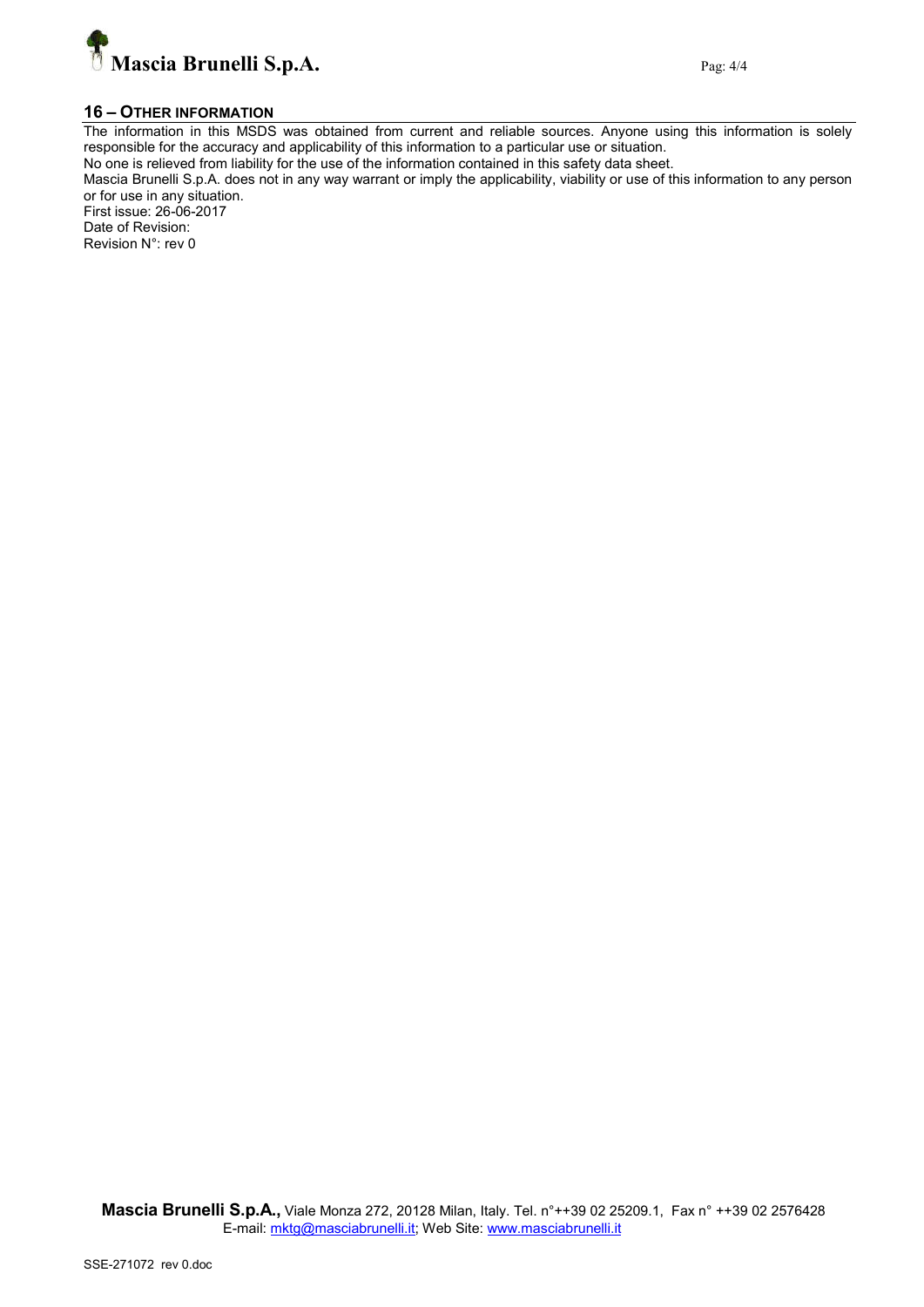## 16 – OTHER INFORMATION

The information in this MSDS was obtained from current and reliable sources. Anyone using this information is solely responsible for the accuracy and applicability of this information to a particular use or situation.

No one is relieved from liability for the use of the information contained in this safety data sheet.

Mascia Brunelli S.p.A. does not in any way warrant or imply the applicability, viability or use of this information to any person or for use in any situation.

First issue: 26-06-2017

Date of Revision:

Revision N°: rev 0